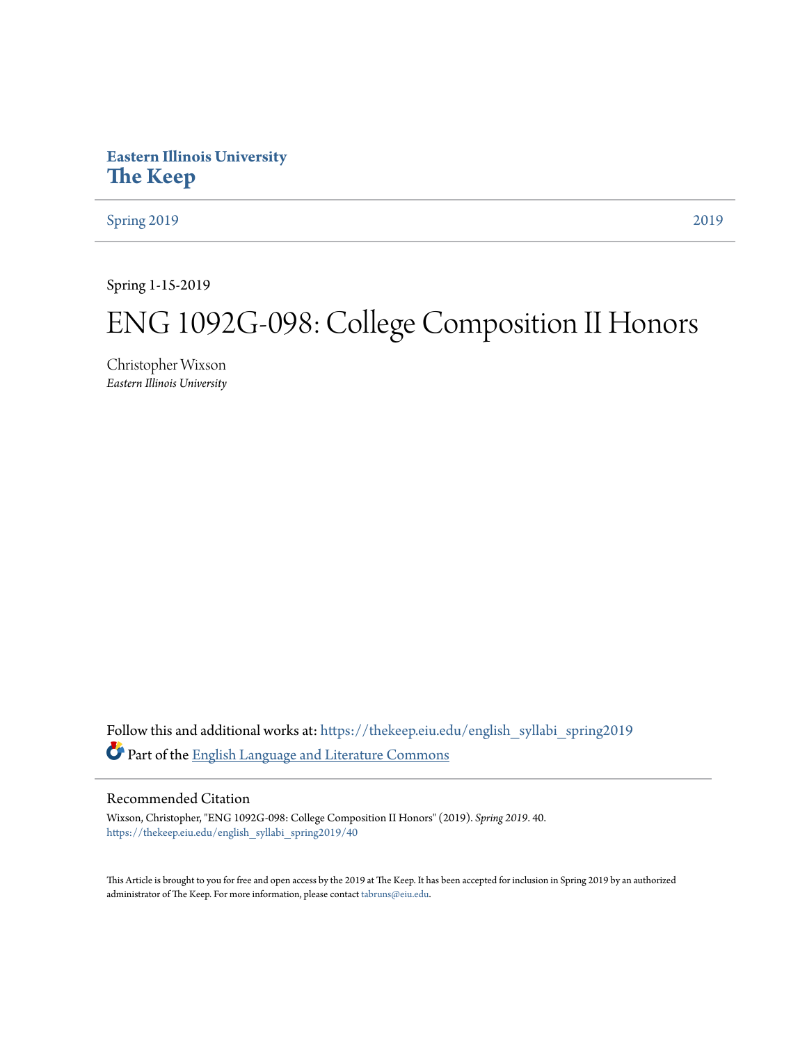**Eastern Illinois University**
# The Keep

Spring 2019 | 2019

---

Spring 1-15-2019

# ENG 1092G-098: College Composition II Honors

Christopher Wixson
*Eastern Illinois University*

Follow this and additional works at: https://thekeep.eiu.edu/english_syllabi_spring2019

Part of the English Language and Literature Commons

---

## Recommended Citation

Wixson, Christopher, "ENG 1092G-098: College Composition II Honors" (2019). *Spring 2019*. 40.
https://thekeep.eiu.edu/english_syllabi_spring2019/40

This Article is brought to you for free and open access by the 2019 at The Keep. It has been accepted for inclusion in Spring 2019 by an authorized administrator of The Keep. For more information, please contact tabruns@eiu.edu.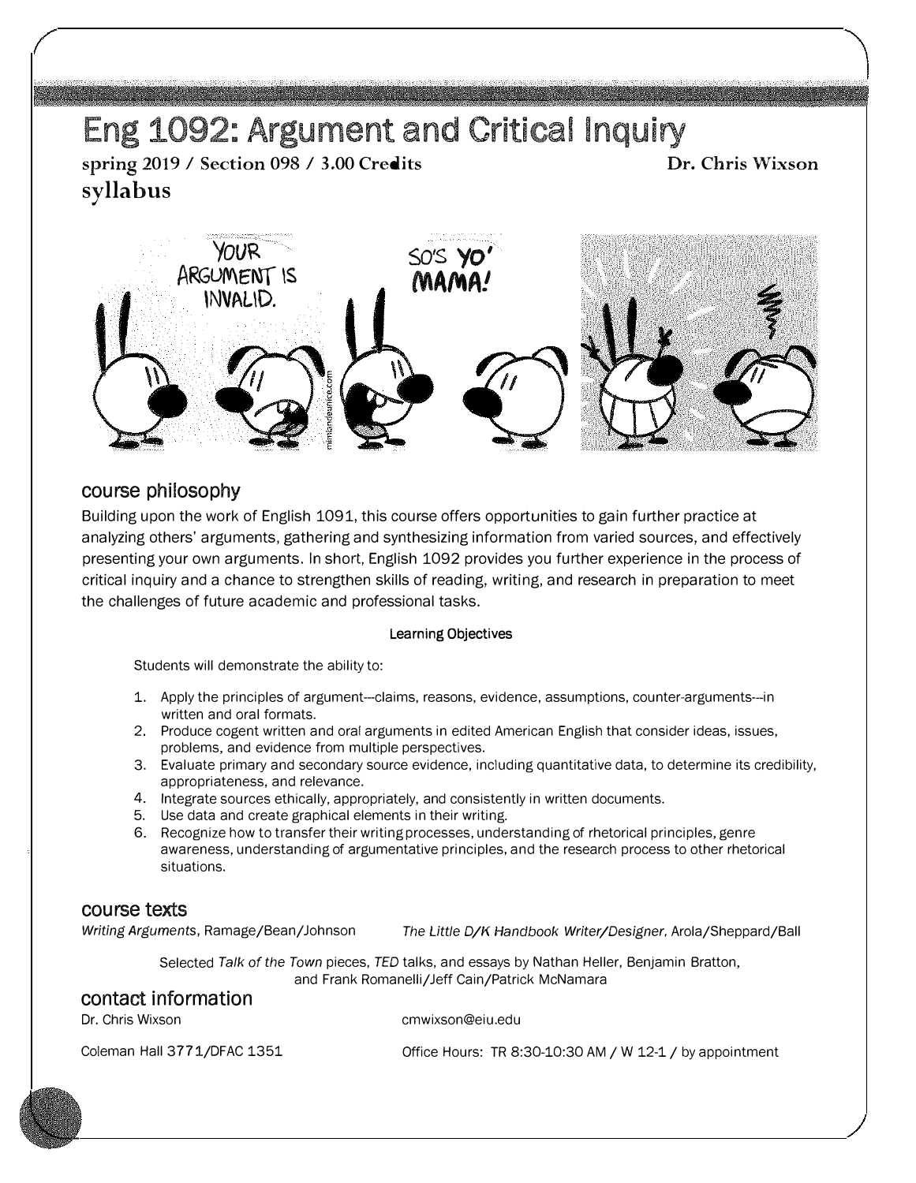# Eng 1092: Argument and Critical Inquiry

**spring 2019 / Section 098 / 3.00 Credits** **Dr. Chris Wixson**

**syllabus**

## course philosophy

Building upon the work of English 1091, this course offers opportunities to gain further practice at analyzing others' arguments, gathering and synthesizing information from varied sources, and effectively presenting your own arguments. In short, English 1092 provides you further experience in the process of critical inquiry and a chance to strengthen skills of reading, writing, and research in preparation to meet the challenges of future academic and professional tasks.

### Learning Objectives

Students will demonstrate the ability to:

1. Apply the principles of argument—claims, reasons, evidence, assumptions, counter-arguments—in written and oral formats.
2. Produce cogent written and oral arguments in edited American English that consider ideas, issues, problems, and evidence from multiple perspectives.
3. Evaluate primary and secondary source evidence, including quantitative data, to determine its credibility, appropriateness, and relevance.
4. Integrate sources ethically, appropriately, and consistently in written documents.
5. Use data and create graphical elements in their writing.
6. Recognize how to transfer their writing processes, understanding of rhetorical principles, genre awareness, understanding of argumentative principles, and the research process to other rhetorical situations.

## course texts

*Writing Arguments*, Ramage/Bean/Johnson

*The Little D/K Handbook Writer/Designer*, Arola/Sheppard/Ball

Selected *Talk of the Town* pieces, *TED* talks, and essays by Nathan Heller, Benjamin Bratton, and Frank Romanelli/Jeff Cain/Patrick McNamara

## contact information

Dr. Chris Wixson

cmwixson@eiu.edu

Coleman Hall 3771/DFAC 1351

Office Hours: TR 8:30-10:30 AM / W 12-1 / by appointment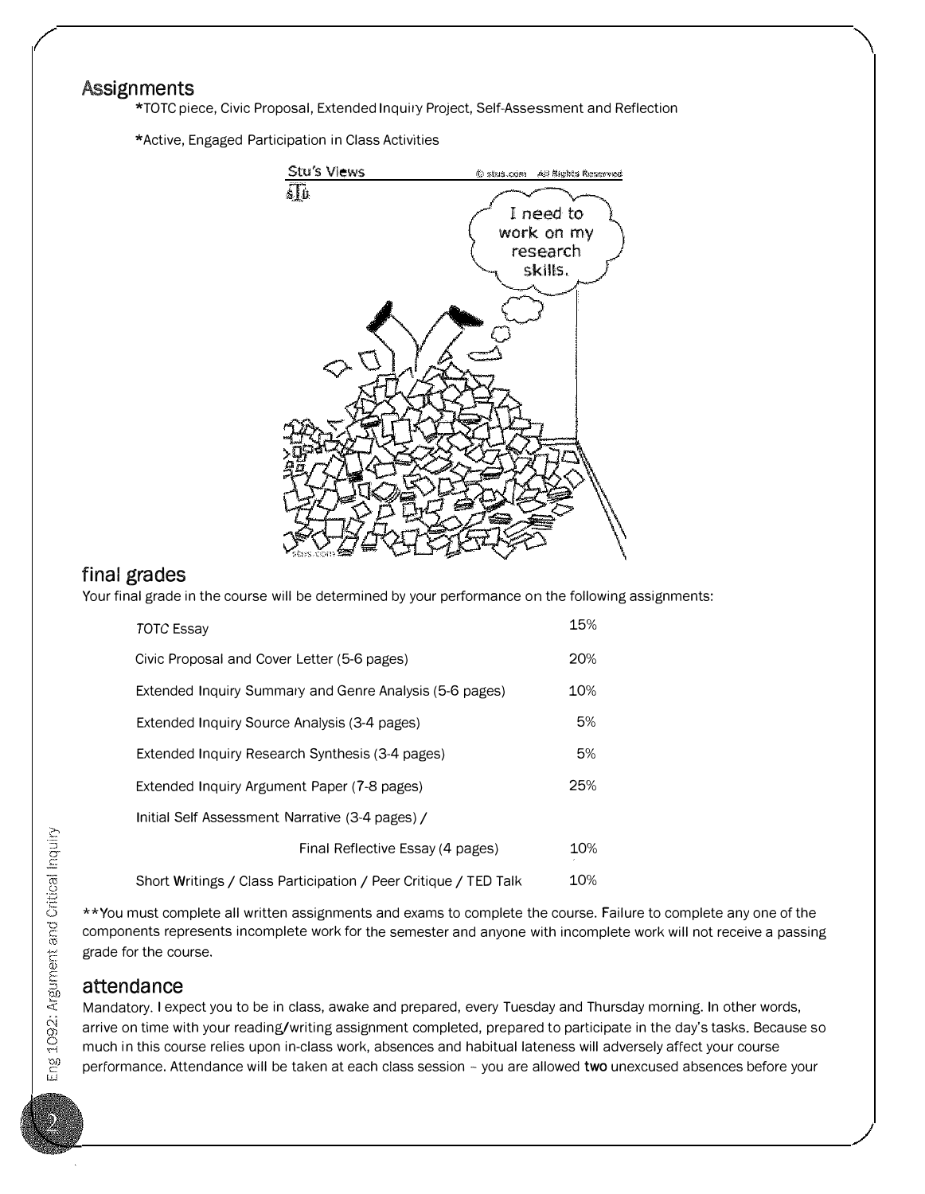## Assignments

*TOTC piece, Civic Proposal, Extended Inquiry Project, Self-Assessment and Reflection

*Active, Engaged Participation in Class Activities

## final grades

Your final grade in the course will be determined by your performance on the following assignments:

| Assignment | Weight |
|---|---|
| *TOTC* Essay | 15% |
| Civic Proposal and Cover Letter (5-6 pages) | 20% |
| Extended Inquiry Summary and Genre Analysis (5-6 pages) | 10% |
| Extended Inquiry Source Analysis (3-4 pages) | 5% |
| Extended Inquiry Research Synthesis (3-4 pages) | 5% |
| Extended Inquiry Argument Paper (7-8 pages) | 25% |
| Initial Self Assessment Narrative (3-4 pages) / Final Reflective Essay (4 pages) | 10% |
| Short Writings / Class Participation / Peer Critique / TED Talk | 10% |

**You must complete all written assignments and exams to complete the course. Failure to complete any one of the components represents incomplete work for the semester and anyone with incomplete work will not receive a passing grade for the course.

## attendance

Mandatory. I expect you to be in class, awake and prepared, every Tuesday and Thursday morning. In other words, arrive on time with your reading/writing assignment completed, prepared to participate in the day's tasks. Because so much in this course relies upon in-class work, absences and habitual lateness will adversely affect your course performance. Attendance will be taken at each class session – you are allowed **two** unexcused absences before your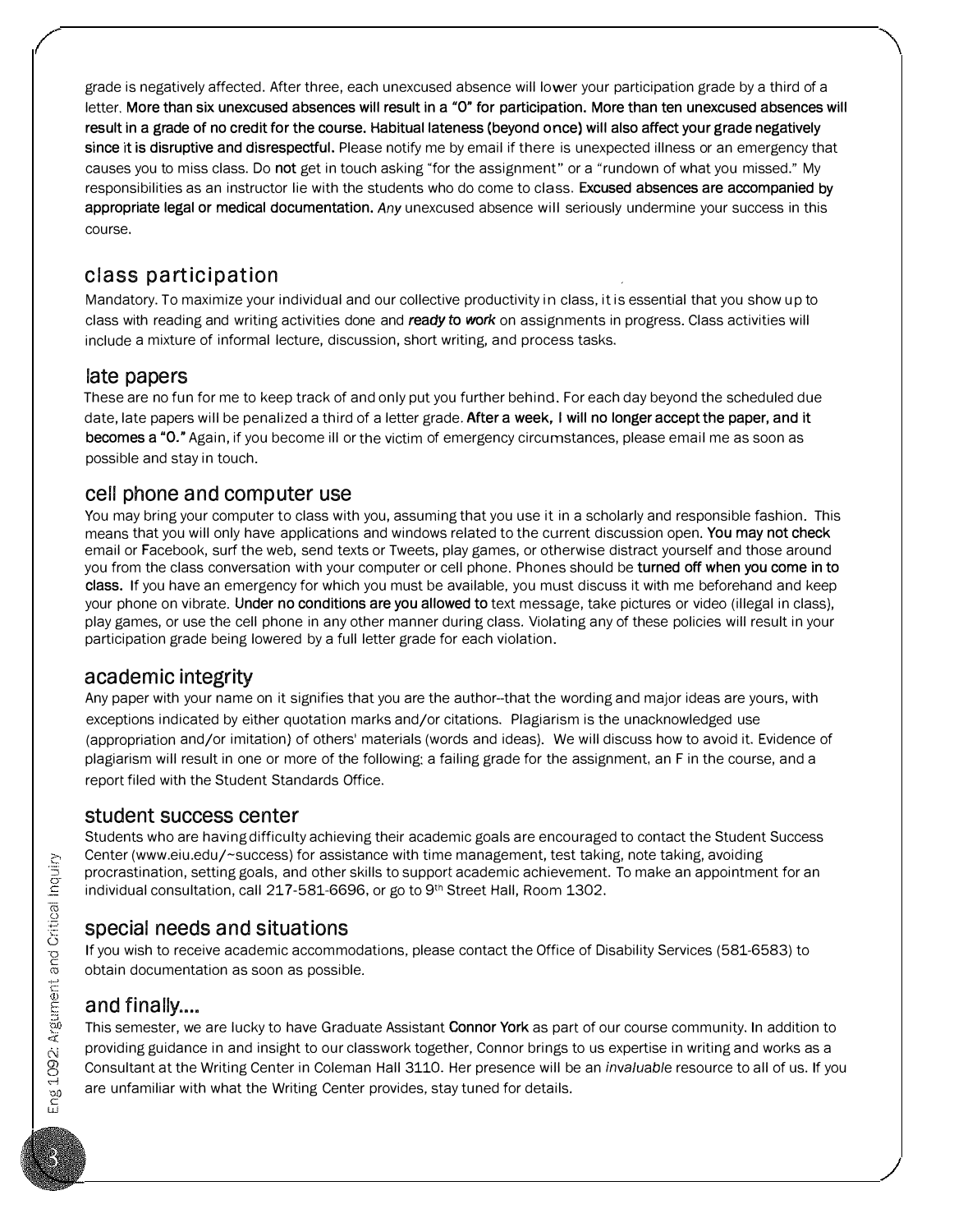grade is negatively affected. After three, each unexcused absence will lower your participation grade by a third of a letter. **More than six unexcused absences will result in a "0" for participation. More than ten unexcused absences will result in a grade of no credit for the course. Habitual lateness (beyond once) will also affect your grade negatively since it is disruptive and disrespectful.** Please notify me by email if there is unexpected illness or an emergency that causes you to miss class. Do **not** get in touch asking "for the assignment" or a "rundown of what you missed." My responsibilities as an instructor lie with the students who do come to class. **Excused absences are accompanied by appropriate legal or medical documentation.** *Any* unexcused absence will seriously undermine your success in this course.

## class participation

Mandatory. To maximize your individual and our collective productivity in class, it is essential that you show up to class with reading and writing activities done and ***ready to work*** on assignments in progress. Class activities will include a mixture of informal lecture, discussion, short writing, and process tasks.

## late papers

These are no fun for me to keep track of and only put you further behind. For each day beyond the scheduled due date, late papers will be penalized a third of a letter grade. **After a week, I will no longer accept the paper, and it becomes a "0."** Again, if you become ill or the victim of emergency circumstances, please email me as soon as possible and stay in touch.

## cell phone and computer use

You may bring your computer to class with you, assuming that you use it in a scholarly and responsible fashion. This means that you will only have applications and windows related to the current discussion open. **You may not check** email or Facebook, surf the web, send texts or Tweets, play games, or otherwise distract yourself and those around you from the class conversation with your computer or cell phone. Phones should be **turned off when you come in to class.** If you have an emergency for which you must be available, you must discuss it with me beforehand and keep your phone on vibrate. **Under no conditions are you allowed to** text message, take pictures or video (illegal in class), play games, or use the cell phone in any other manner during class. Violating any of these policies will result in your participation grade being lowered by a full letter grade for each violation.

## academic integrity

Any paper with your name on it signifies that you are the author--that the wording and major ideas are yours, with exceptions indicated by either quotation marks and/or citations. Plagiarism is the unacknowledged use (appropriation and/or imitation) of others' materials (words and ideas). We will discuss how to avoid it. Evidence of plagiarism will result in one or more of the following: a failing grade for the assignment, an F in the course, and a report filed with the Student Standards Office.

## student success center

Students who are having difficulty achieving their academic goals are encouraged to contact the Student Success Center (www.eiu.edu/~success) for assistance with time management, test taking, note taking, avoiding procrastination, setting goals, and other skills to support academic achievement. To make an appointment for an individual consultation, call 217-581-6696, or go to 9th Street Hall, Room 1302.

## special needs and situations

If you wish to receive academic accommodations, please contact the Office of Disability Services (581-6583) to obtain documentation as soon as possible.

## and finally....

This semester, we are lucky to have Graduate Assistant **Connor York** as part of our course community. In addition to providing guidance in and insight to our classwork together, Connor brings to us expertise in writing and works as a Consultant at the Writing Center in Coleman Hall 3110. Her presence will be an *invaluable* resource to all of us. If you are unfamiliar with what the Writing Center provides, stay tuned for details.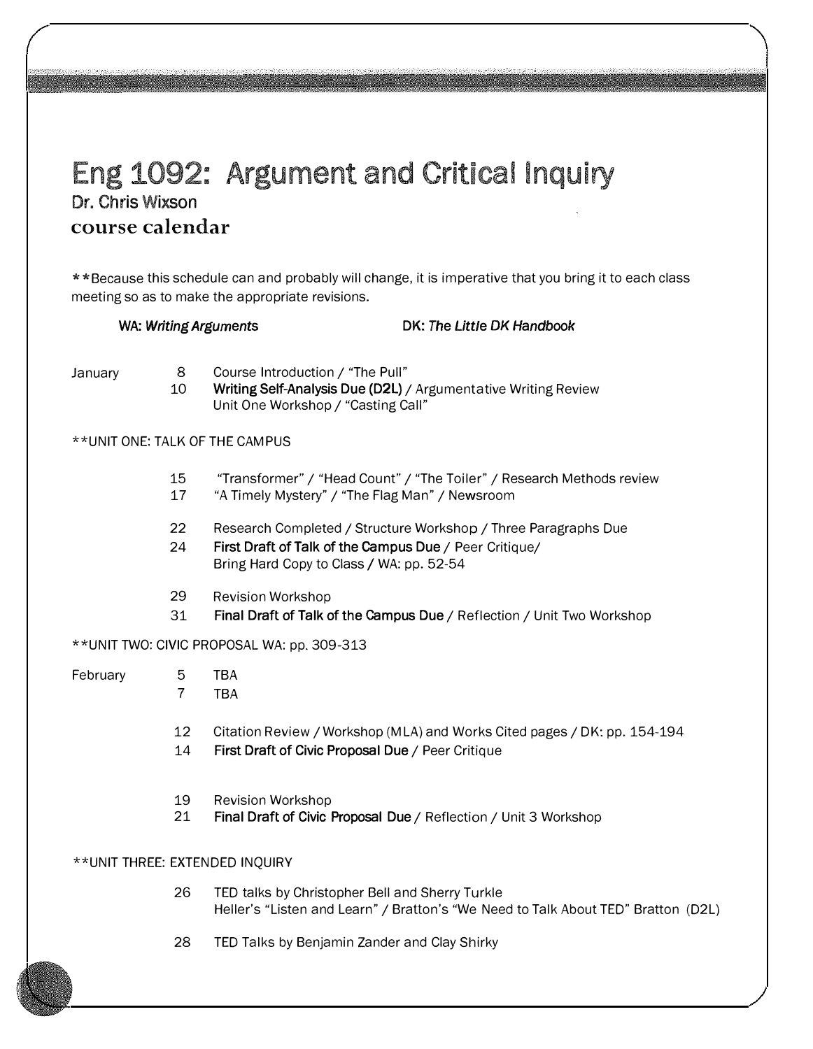# Eng 1092: Argument and Critical Inquiry

**Dr. Chris Wixson**

## course calendar

**Because this schedule can and probably will change, it is imperative that you bring it to each class meeting so as to make the appropriate revisions.

WA: *Writing Arguments* DK: *The Little DK Handbook*

January

8 Course Introduction / "The Pull"

10 **Writing Self-Analysis Due (D2L)** / Argumentative Writing Review
Unit One Workshop / "Casting Call"

**UNIT ONE: TALK OF THE CAMPUS

15 "Transformer" / "Head Count" / "The Toiler" / Research Methods review

17 "A Timely Mystery" / "The Flag Man" / Newsroom

22 Research Completed / Structure Workshop / Three Paragraphs Due

24 **First Draft of Talk of the Campus Due** / Peer Critique/
Bring Hard Copy to Class / WA: pp. 52-54

29 Revision Workshop

31 **Final Draft of Talk of the Campus Due** / Reflection / Unit Two Workshop

**UNIT TWO: CIVIC PROPOSAL WA: pp. 309-313

February

5 TBA

7 TBA

12 Citation Review / Workshop (MLA) and Works Cited pages / DK: pp. 154-194

14 **First Draft of Civic Proposal Due** / Peer Critique

19 Revision Workshop

21 **Final Draft of Civic Proposal Due** / Reflection / Unit 3 Workshop

**UNIT THREE: EXTENDED INQUIRY

26 TED talks by Christopher Bell and Sherry Turkle
Heller's "Listen and Learn" / Bratton's "We Need to Talk About TED" Bratton (D2L)

28 TED Talks by Benjamin Zander and Clay Shirky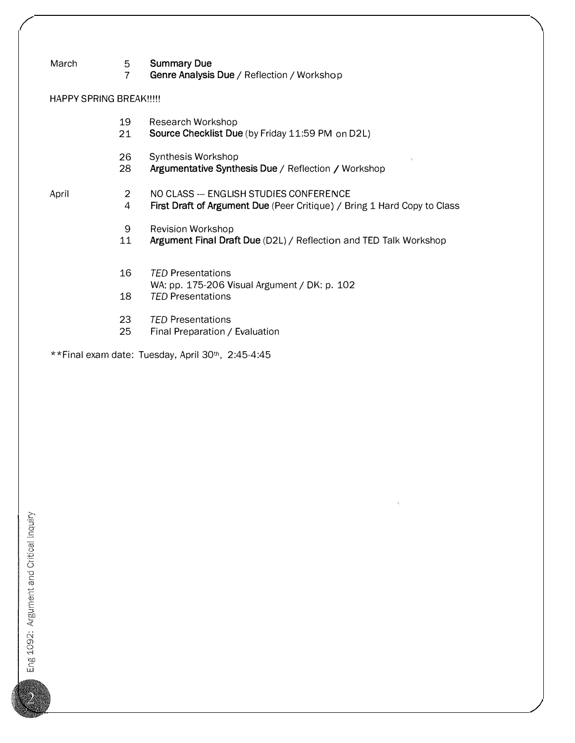| | | |
|---|---|---|
| March | 5 | **Summary Due** |
| | 7 | **Genre Analysis Due** / Reflection / Workshop |

HAPPY SPRING BREAK!!!!!

| | | |
|---|---|---|
| | 19 | Research Workshop |
| | 21 | **Source Checklist Due** (by Friday 11:59 PM on D2L) |
| | 26 | Synthesis Workshop |
| | 28 | **Argumentative Synthesis Due** / Reflection / Workshop |
| April | 2 | NO CLASS --- ENGLISH STUDIES CONFERENCE |
| | 4 | **First Draft of Argument Due** (Peer Critique) / Bring 1 Hard Copy to Class |
| | 9 | Revision Workshop |
| | 11 | **Argument Final Draft Due** (D2L) / Reflection and TED Talk Workshop |
| | 16 | *TED* Presentations<br>WA: pp. 175-206 Visual Argument / DK: p. 102 |
| | 18 | *TED* Presentations |
| | 23 | *TED* Presentations |
| | 25 | Final Preparation / Evaluation |

**Final exam date: Tuesday, April 30th, 2:45-4:45